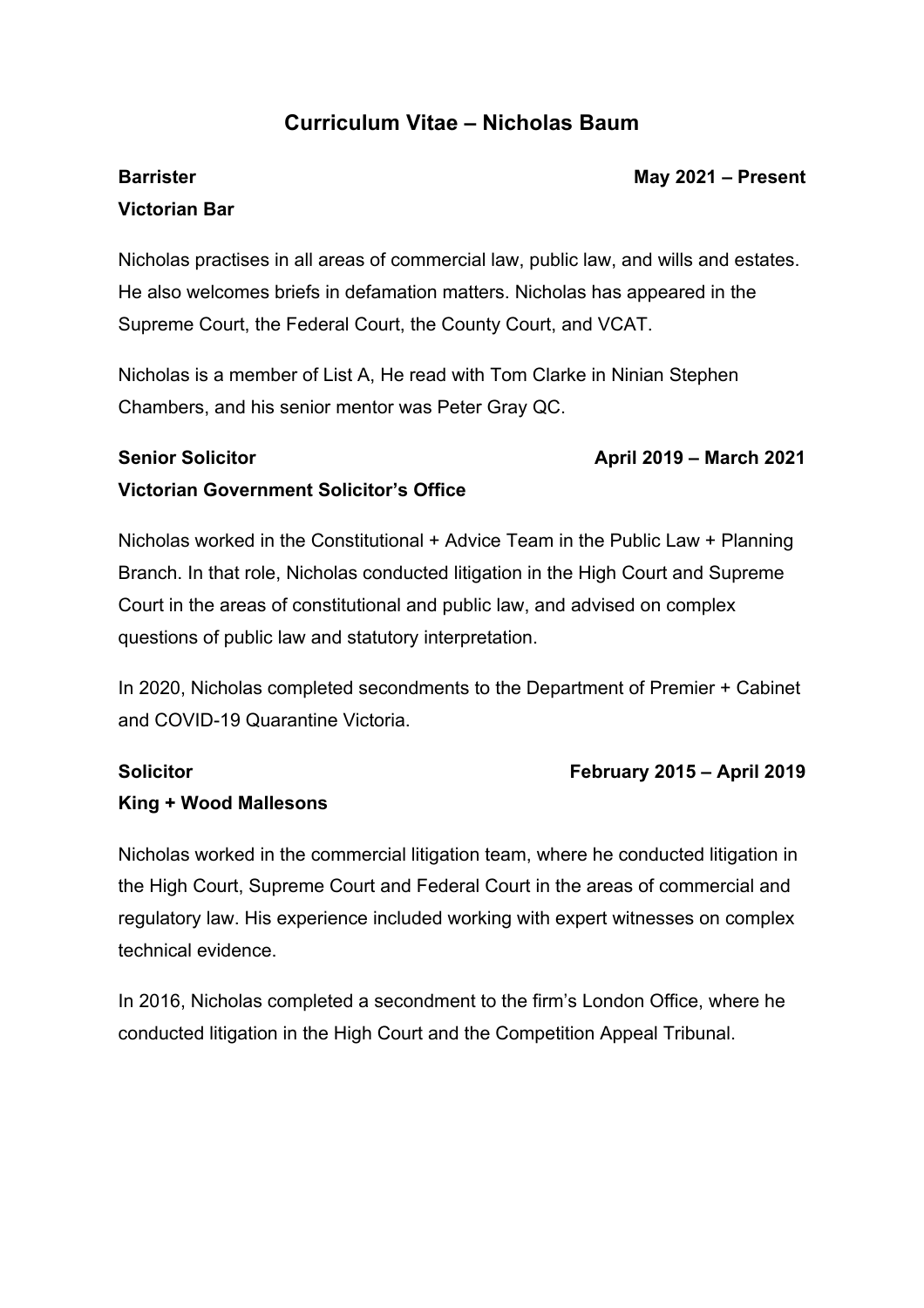# Curriculum Vitae – Nicholas Baum

**Barrister** **May 2021 – Present**

**Victorian Bar**

Nicholas practises in all areas of commercial law, public law, and wills and estates. He also welcomes briefs in defamation matters. Nicholas has appeared in the Supreme Court, the Federal Court, the County Court, and VCAT.

Nicholas is a member of List A, He read with Tom Clarke in Ninian Stephen Chambers, and his senior mentor was Peter Gray QC.

**Senior Solicitor** **April 2019 – March 2021**

**Victorian Government Solicitor's Office**

Nicholas worked in the Constitutional + Advice Team in the Public Law + Planning Branch. In that role, Nicholas conducted litigation in the High Court and Supreme Court in the areas of constitutional and public law, and advised on complex questions of public law and statutory interpretation.

In 2020, Nicholas completed secondments to the Department of Premier + Cabinet and COVID-19 Quarantine Victoria.

**Solicitor** **February 2015 – April 2019**

**King + Wood Mallesons**

Nicholas worked in the commercial litigation team, where he conducted litigation in the High Court, Supreme Court and Federal Court in the areas of commercial and regulatory law. His experience included working with expert witnesses on complex technical evidence.

In 2016, Nicholas completed a secondment to the firm's London Office, where he conducted litigation in the High Court and the Competition Appeal Tribunal.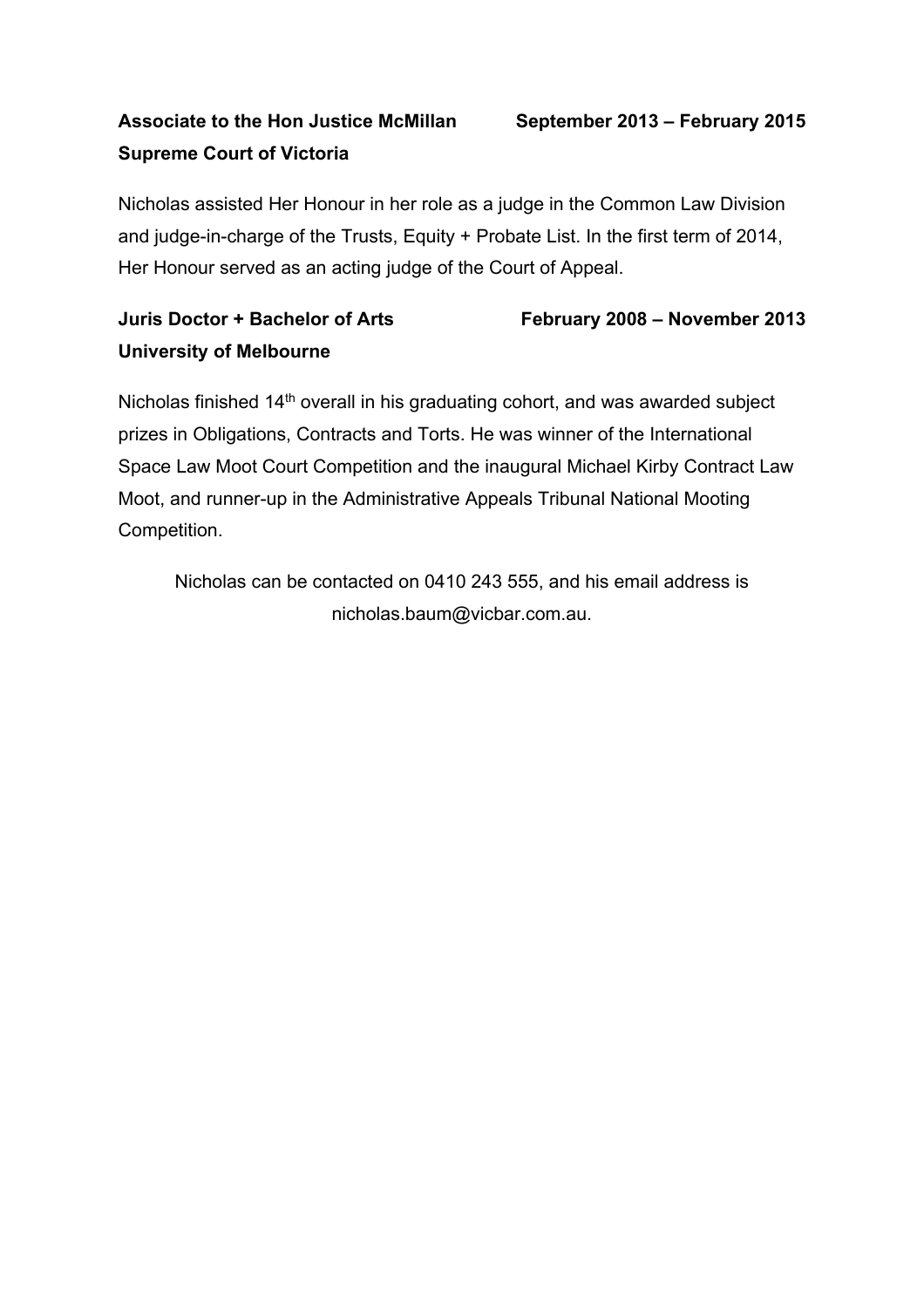**Associate to the Hon Justice McMillan September 2013 – February 2015**
**Supreme Court of Victoria**

Nicholas assisted Her Honour in her role as a judge in the Common Law Division and judge-in-charge of the Trusts, Equity + Probate List. In the first term of 2014, Her Honour served as an acting judge of the Court of Appeal.

**Juris Doctor + Bachelor of Arts February 2008 – November 2013**
**University of Melbourne**

Nicholas finished 14th overall in his graduating cohort, and was awarded subject prizes in Obligations, Contracts and Torts. He was winner of the International Space Law Moot Court Competition and the inaugural Michael Kirby Contract Law Moot, and runner-up in the Administrative Appeals Tribunal National Mooting Competition.

Nicholas can be contacted on 0410 243 555, and his email address is nicholas.baum@vicbar.com.au.